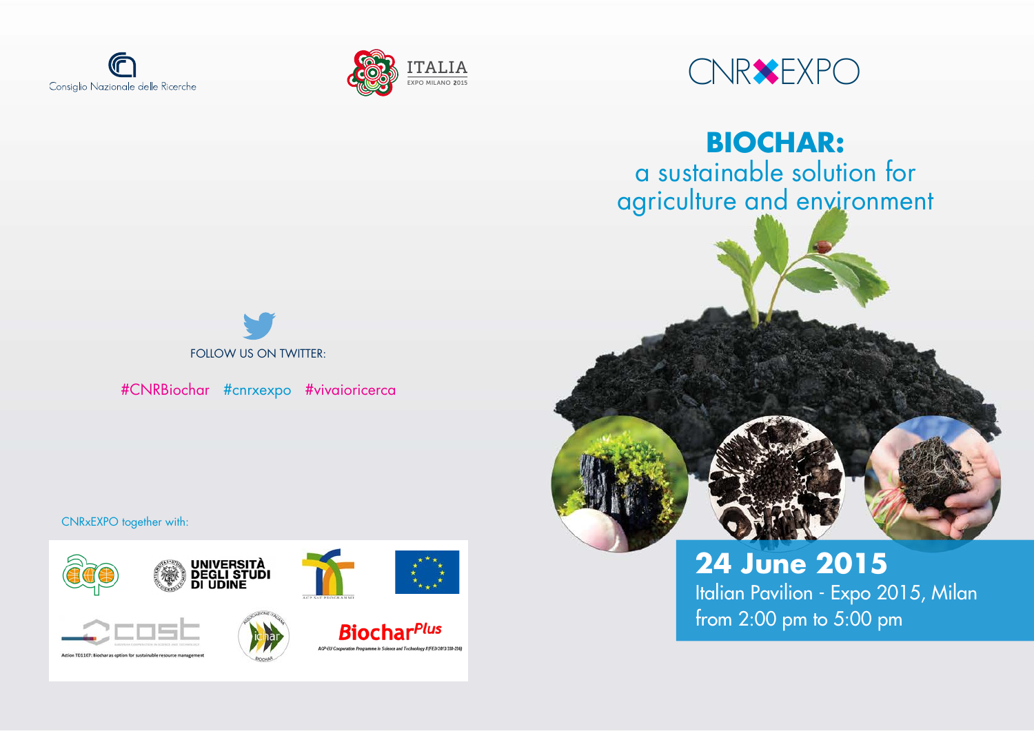Consiglio Nazionale delle Ricerche

ITALIA
EXPO MILANO 2015

CNR✖EXPO

# BIOCHAR:

## a sustainable solution for agriculture and environment

FOLLOW US ON TWITTER:

#CNRBiochar #cnrxexpo #vivaioricerca

CNRxEXPO together with:

UNIVERSITÀ DEGLI STUDI DI UDINE

ACP S&T PROGRAMME

cost

Action TD1107: Biochar as option for sustainable resource management

ichar

Biochar*Plus*

ACP-EU Cooperation Programme in Science and Technology II (FED/2013/330-210)

**24 June 2015**

Italian Pavilion - Expo 2015, Milan

from 2:00 pm to 5:00 pm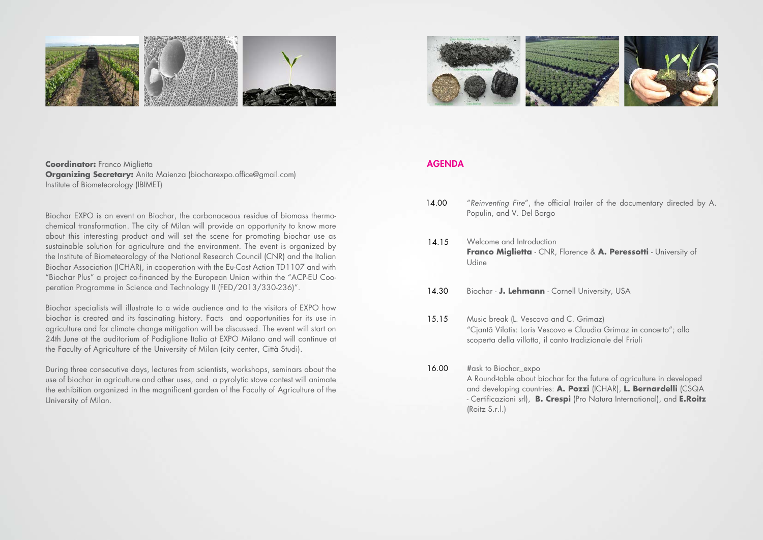**Coordinator:** Franco Miglietta
**Organizing Secretary:** Anita Maienza (biocharexpo.office@gmail.com)
Institute of Biometeorology (IBIMET)

Biochar EXPO is an event on Biochar, the carbonaceous residue of biomass thermo-chemical transformation. The city of Milan will provide an opportunity to know more about this interesting product and will set the scene for promoting biochar use as sustainable solution for agriculture and the environment. The event is organized by the Institute of Biometeorology of the National Research Council (CNR) and the Italian Biochar Association (ICHAR), in cooperation with the Eu-Cost Action TD1107 and with "Biochar Plus" a project co-financed by the European Union within the "ACP-EU Cooperation Programme in Science and Technology II (FED/2013/330-236)".

Biochar specialists will illustrate to a wide audience and to the visitors of EXPO how biochar is created and its fascinating history. Facts and opportunities for its use in agriculture and for climate change mitigation will be discussed. The event will start on 24th June at the auditorium of Padiglione Italia at EXPO Milano and will continue at the Faculty of Agriculture of the University of Milan (city center, Città Studi).

During three consecutive days, lectures from scientists, workshops, seminars about the use of biochar in agriculture and other uses, and a pyrolytic stove contest will animate the exhibition organized in the magnificent garden of the Faculty of Agriculture of the University of Milan.

## AGENDA

14.00 "*Reinventing Fire*", the official trailer of the documentary directed by A. Populin, and V. Del Borgo

14.15 Welcome and Introduction
**Franco Miglietta** - CNR, Florence & **A. Peressotti** - University of Udine

14.30 Biochar - **J. Lehmann** - Cornell University, USA

15.15 Music break (L. Vescovo and C. Grimaz)
"Cjantâ Vilotis: Loris Vescovo e Claudia Grimaz in concerto"; alla scoperta della villotta, il canto tradizionale del Friuli

16.00 #ask to Biochar_expo
A Round-table about biochar for the future of agriculture in developed and developing countries: **A. Pozzi** (ICHAR), **L. Bernardelli** (CSQA - Certificazioni srl), **B. Crespi** (Pro Natura International), and **E.Roitz** (Roitz S.r.l.)